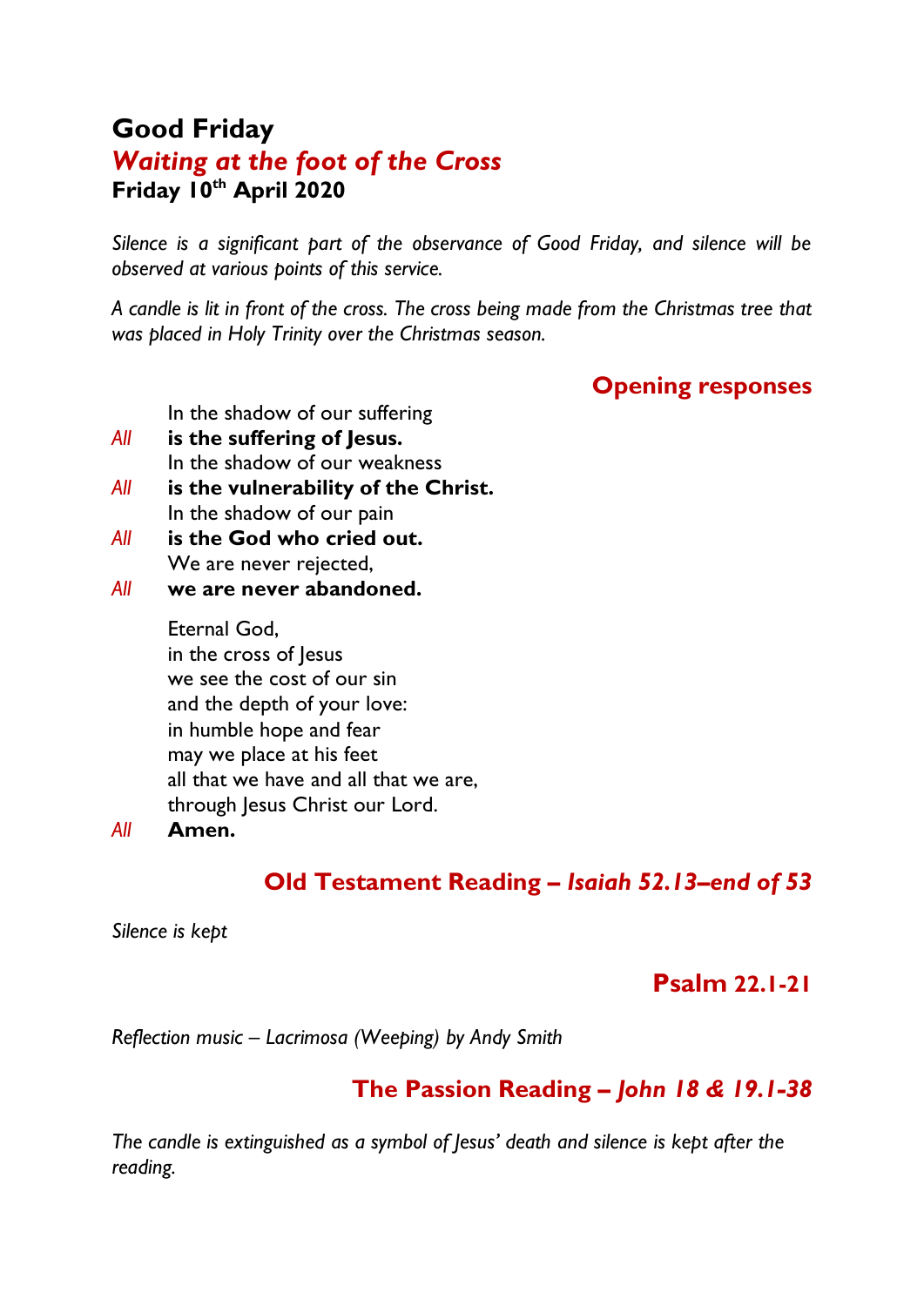# Good Friday

## *Waiting at the foot of the Cross*

**Friday 10th April 2020**

*Silence is a significant part of the observance of Good Friday, and silence will be observed at various points of this service.*

*A candle is lit in front of the cross. The cross being made from the Christmas tree that was placed in Holy Trinity over the Christmas season.*

## Opening responses

In the shadow of our suffering
*All* **is the suffering of Jesus.**
In the shadow of our weakness
*All* **is the vulnerability of the Christ.**
In the shadow of our pain
*All* **is the God who cried out.**
We are never rejected,
*All* **we are never abandoned.**

Eternal God,
in the cross of Jesus
we see the cost of our sin
and the depth of your love:
in humble hope and fear
may we place at his feet
all that we have and all that we are,
through Jesus Christ our Lord.
*All* **Amen.**

## Old Testament Reading – *Isaiah 52.13–end of 53*

*Silence is kept*

## Psalm 22.1-21

*Reflection music – Lacrimosa (Weeping) by Andy Smith*

## The Passion Reading – *John 18 & 19.1-38*

*The candle is extinguished as a symbol of Jesus' death and silence is kept after the reading.*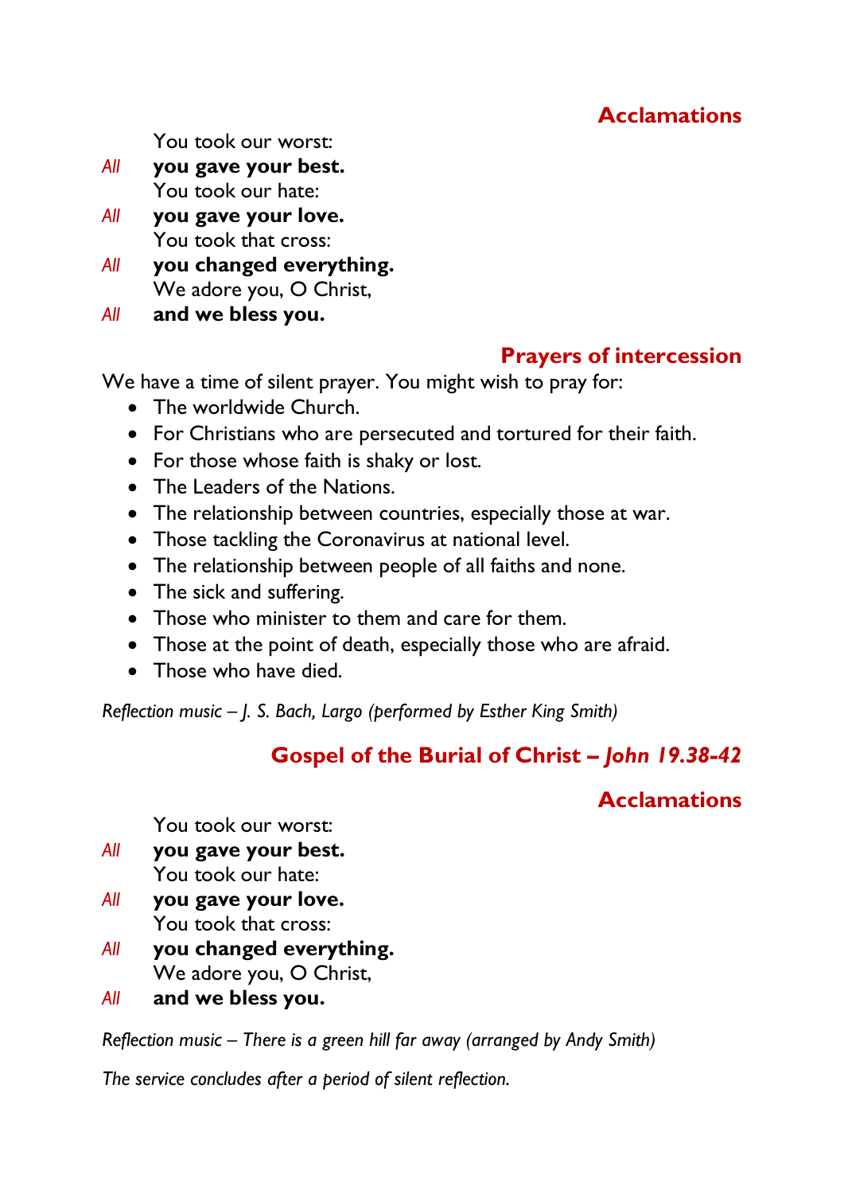## Acclamations

You took our worst:
*All* **you gave your best.**
You took our hate:
*All* **you gave your love.**
You took that cross:
*All* **you changed everything.**
We adore you, O Christ,
*All* **and we bless you.**

## Prayers of intercession

We have a time of silent prayer. You might wish to pray for:

- The worldwide Church.
- For Christians who are persecuted and tortured for their faith.
- For those whose faith is shaky or lost.
- The Leaders of the Nations.
- The relationship between countries, especially those at war.
- Those tackling the Coronavirus at national level.
- The relationship between people of all faiths and none.
- The sick and suffering.
- Those who minister to them and care for them.
- Those at the point of death, especially those who are afraid.
- Those who have died.

*Reflection music – J. S. Bach, Largo (performed by Esther King Smith)*

## Gospel of the Burial of Christ – *John 19.38-42*

## Acclamations

You took our worst:
*All* **you gave your best.**
You took our hate:
*All* **you gave your love.**
You took that cross:
*All* **you changed everything.**
We adore you, O Christ,
*All* **and we bless you.**

*Reflection music – There is a green hill far away (arranged by Andy Smith)*

*The service concludes after a period of silent reflection.*